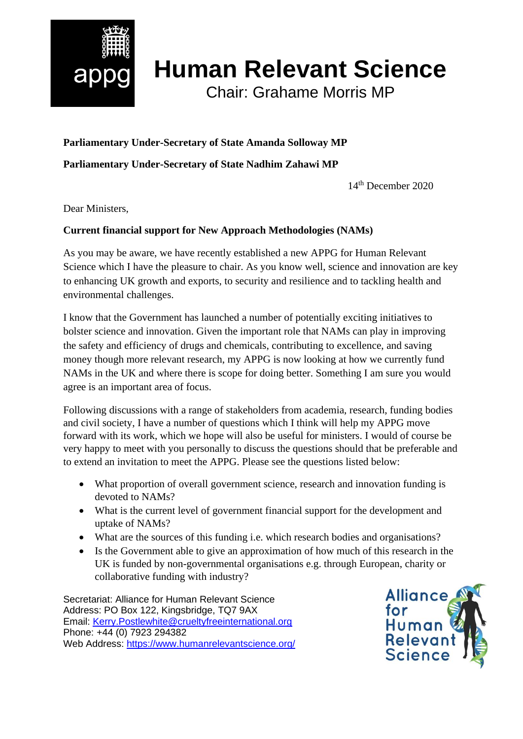appg

# Human Relevant Science

Chair: Grahame Morris MP

**Parliamentary Under-Secretary of State Amanda Solloway MP**

**Parliamentary Under-Secretary of State Nadhim Zahawi MP**

14th December 2020

Dear Ministers,

**Current financial support for New Approach Methodologies (NAMs)**

As you may be aware, we have recently established a new APPG for Human Relevant Science which I have the pleasure to chair. As you know well, science and innovation are key to enhancing UK growth and exports, to security and resilience and to tackling health and environmental challenges.

I know that the Government has launched a number of potentially exciting initiatives to bolster science and innovation. Given the important role that NAMs can play in improving the safety and efficiency of drugs and chemicals, contributing to excellence, and saving money though more relevant research, my APPG is now looking at how we currently fund NAMs in the UK and where there is scope for doing better. Something I am sure you would agree is an important area of focus.

Following discussions with a range of stakeholders from academia, research, funding bodies and civil society, I have a number of questions which I think will help my APPG move forward with its work, which we hope will also be useful for ministers. I would of course be very happy to meet with you personally to discuss the questions should that be preferable and to extend an invitation to meet the APPG. Please see the questions listed below:

- What proportion of overall government science, research and innovation funding is devoted to NAMs?
- What is the current level of government financial support for the development and uptake of NAMs?
- What are the sources of this funding i.e. which research bodies and organisations?
- Is the Government able to give an approximation of how much of this research in the UK is funded by non-governmental organisations e.g. through European, charity or collaborative funding with industry?

Secretariat: Alliance for Human Relevant Science
Address: PO Box 122, Kingsbridge, TQ7 9AX
Email: Kerry.Postlewhite@crueltyfreeinternational.org
Phone: +44 (0) 7923 294382
Web Address: https://www.humanrelevantscience.org/

Alliance for Human Relevant Science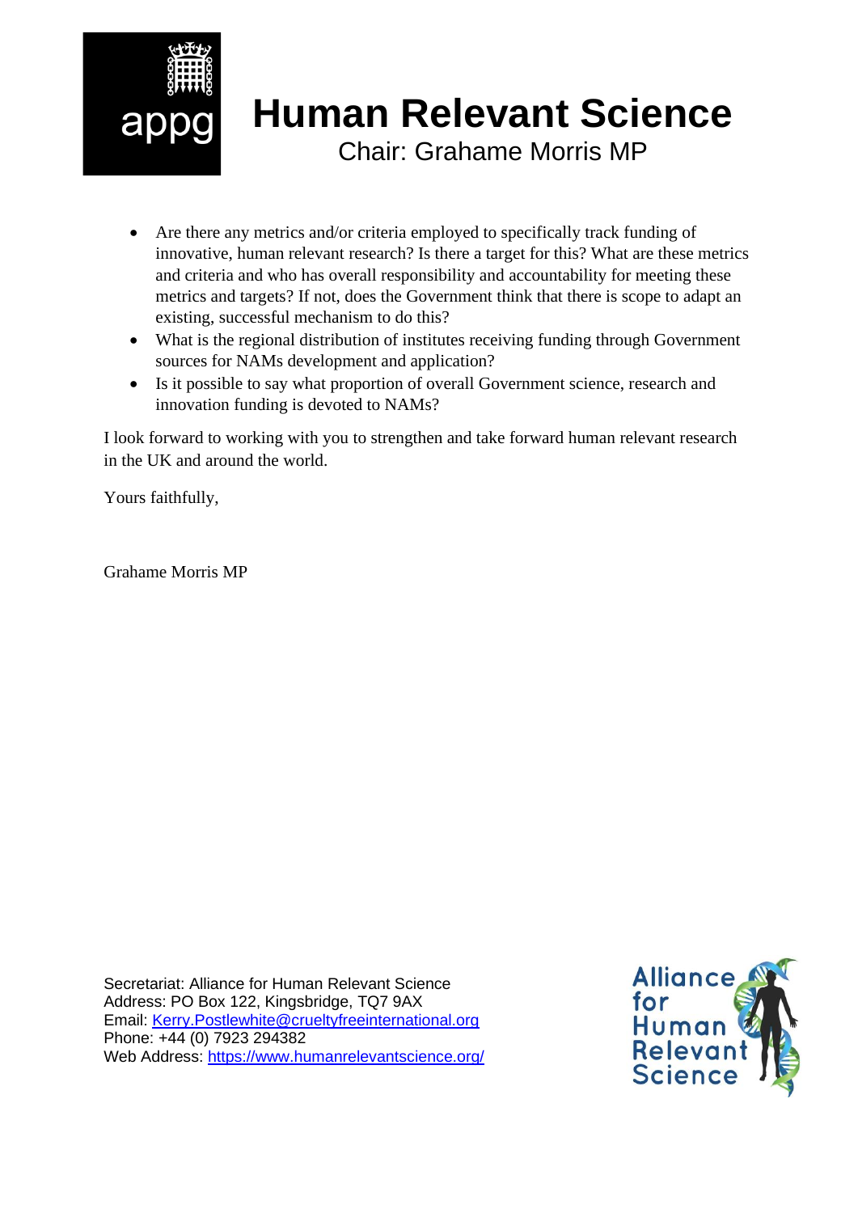# Human Relevant Science

Chair: Grahame Morris MP

- Are there any metrics and/or criteria employed to specifically track funding of innovative, human relevant research? Is there a target for this? What are these metrics and criteria and who has overall responsibility and accountability for meeting these metrics and targets? If not, does the Government think that there is scope to adapt an existing, successful mechanism to do this?
- What is the regional distribution of institutes receiving funding through Government sources for NAMs development and application?
- Is it possible to say what proportion of overall Government science, research and innovation funding is devoted to NAMs?

I look forward to working with you to strengthen and take forward human relevant research in the UK and around the world.

Yours faithfully,

Grahame Morris MP

Secretariat: Alliance for Human Relevant Science
Address: PO Box 122, Kingsbridge, TQ7 9AX
Email: Kerry.Postlewhite@crueltyfreeinternational.org
Phone: +44 (0) 7923 294382
Web Address: https://www.humanrelevantscience.org/

Alliance for Human Relevant Science